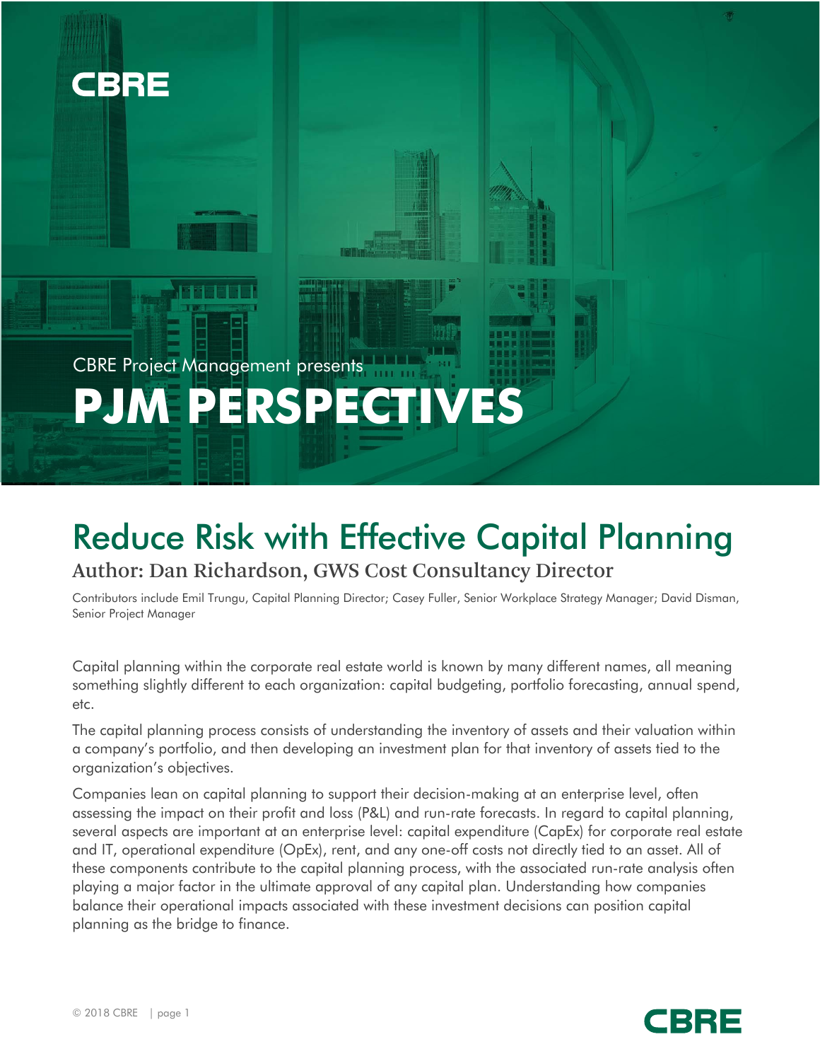CBRE

CBRE Project Management presents

# PJM PERSPECTIVES

## Reduce Risk with Effective Capital Planning

### Author: Dan Richardson, GWS Cost Consultancy Director

Contributors include Emil Trungu, Capital Planning Director; Casey Fuller, Senior Workplace Strategy Manager; David Disman, Senior Project Manager

Capital planning within the corporate real estate world is known by many different names, all meaning something slightly different to each organization: capital budgeting, portfolio forecasting, annual spend, etc.

The capital planning process consists of understanding the inventory of assets and their valuation within a company's portfolio, and then developing an investment plan for that inventory of assets tied to the organization's objectives.

Companies lean on capital planning to support their decision-making at an enterprise level, often assessing the impact on their profit and loss (P&L) and run-rate forecasts. In regard to capital planning, several aspects are important at an enterprise level: capital expenditure (CapEx) for corporate real estate and IT, operational expenditure (OpEx), rent, and any one-off costs not directly tied to an asset. All of these components contribute to the capital planning process, with the associated run-rate analysis often playing a major factor in the ultimate approval of any capital plan. Understanding how companies balance their operational impacts associated with these investment decisions can position capital planning as the bridge to finance.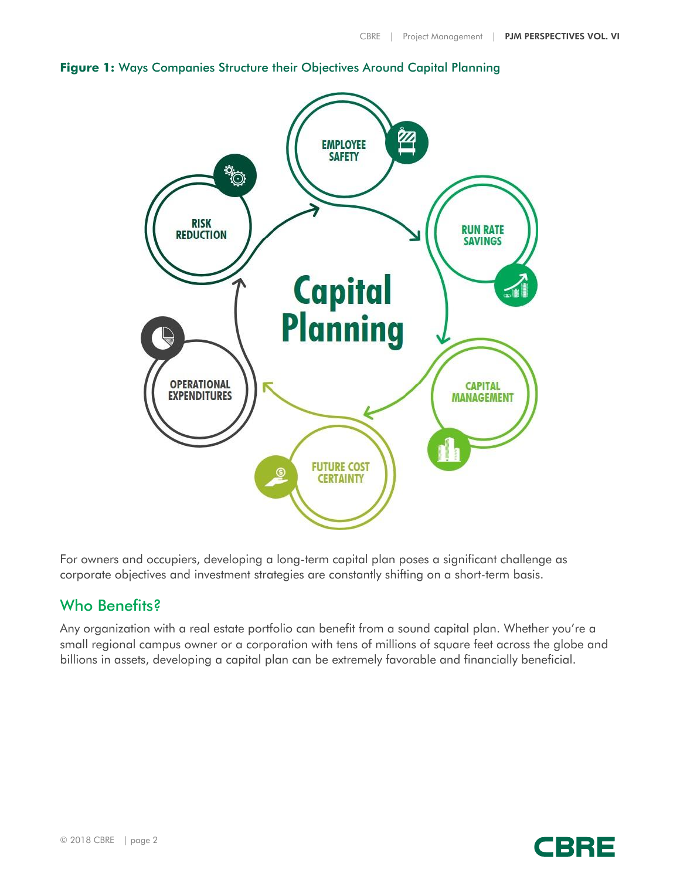**Figure 1:** Ways Companies Structure their Objectives Around Capital Planning

Capital Planning

- EMPLOYEE SAFETY
- RUN RATE SAVINGS
- CAPITAL MANAGEMENT
- FUTURE COST CERTAINTY
- OPERATIONAL EXPENDITURES
- RISK REDUCTION

For owners and occupiers, developing a long-term capital plan poses a significant challenge as corporate objectives and investment strategies are constantly shifting on a short-term basis.

## Who Benefits?

Any organization with a real estate portfolio can benefit from a sound capital plan. Whether you're a small regional campus owner or a corporation with tens of millions of square feet across the globe and billions in assets, developing a capital plan can be extremely favorable and financially beneficial.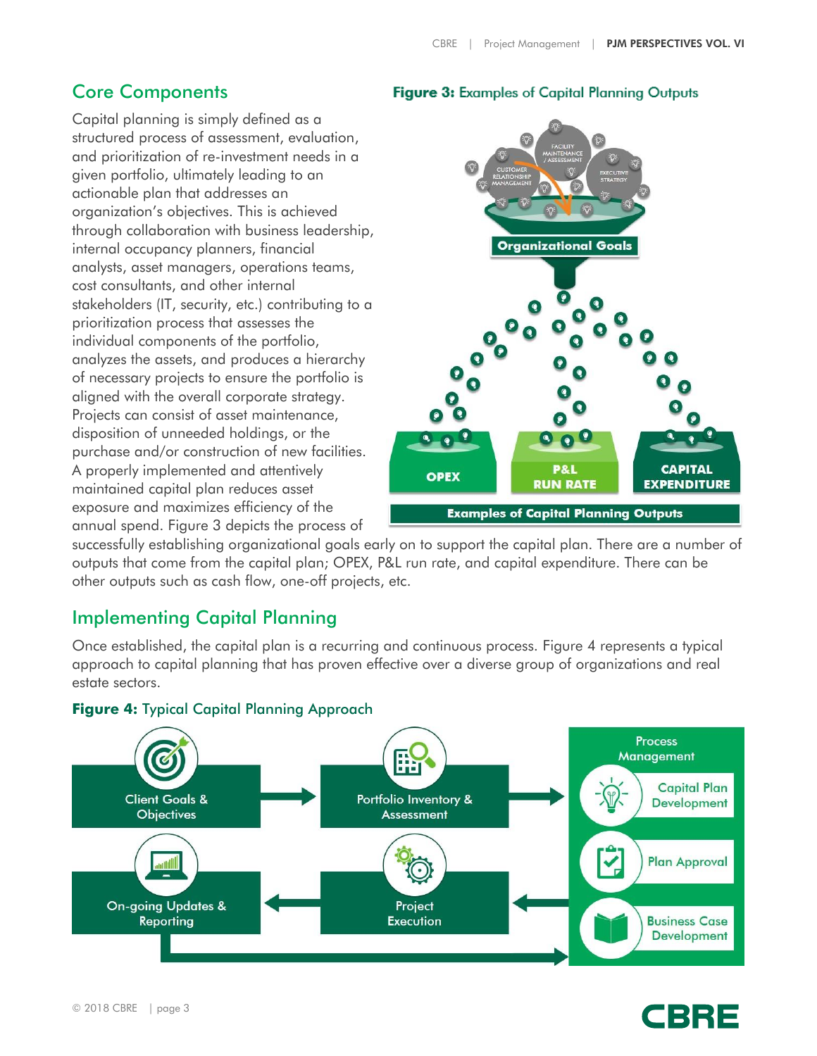## Core Components

Capital planning is simply defined as a structured process of assessment, evaluation, and prioritization of re-investment needs in a given portfolio, ultimately leading to an actionable plan that addresses an organization's objectives. This is achieved through collaboration with business leadership, internal occupancy planners, financial analysts, asset managers, operations teams, cost consultants, and other internal stakeholders (IT, security, etc.) contributing to a prioritization process that assesses the individual components of the portfolio, analyzes the assets, and produces a hierarchy of necessary projects to ensure the portfolio is aligned with the overall corporate strategy. Projects can consist of asset maintenance, disposition of unneeded holdings, or the purchase and/or construction of new facilities. A properly implemented and attentively maintained capital plan reduces asset exposure and maximizes efficiency of the annual spend. Figure 3 depicts the process of successfully establishing organizational goals early on to support the capital plan. There are a number of outputs that come from the capital plan; OPEX, P&L run rate, and capital expenditure. There can be other outputs such as cash flow, one-off projects, etc.

**Figure 3:** Examples of Capital Planning Outputs

Customer Relationship Management | Facility Maintenance / Assessment | Executive Strategy

Organizational Goals

OPEX | P&L Run Rate | Capital Expenditure

Examples of Capital Planning Outputs

## Implementing Capital Planning

Once established, the capital plan is a recurring and continuous process. Figure 4 represents a typical approach to capital planning that has proven effective over a diverse group of organizations and real estate sectors.

**Figure 4:** Typical Capital Planning Approach

Client Goals & Objectives → Portfolio Inventory & Assessment → Process Management (Capital Plan Development; Plan Approval; Business Case Development) → Project Execution → On-going Updates & Reporting → Process Management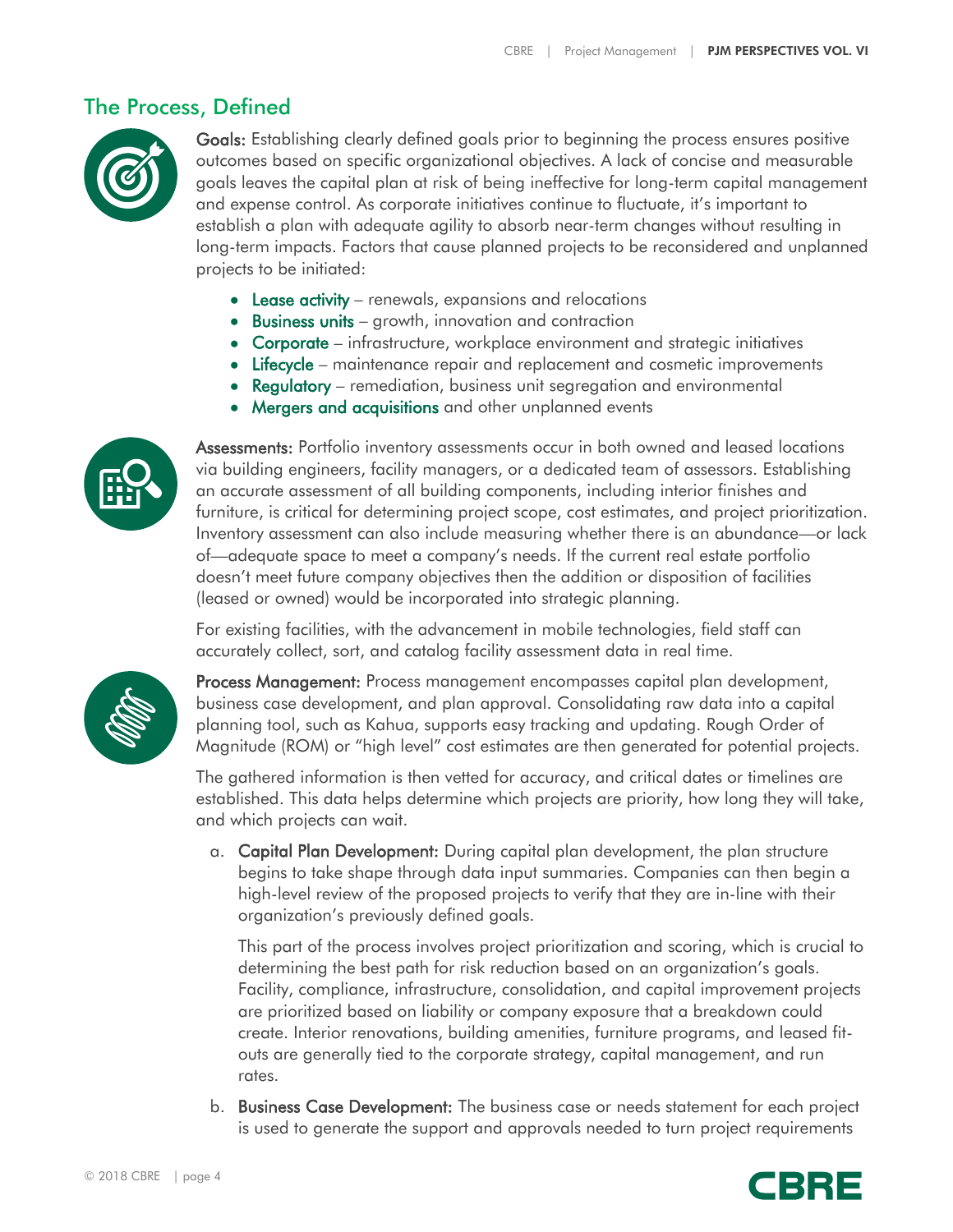## The Process, Defined

**Goals:** Establishing clearly defined goals prior to beginning the process ensures positive outcomes based on specific organizational objectives. A lack of concise and measurable goals leaves the capital plan at risk of being ineffective for long-term capital management and expense control. As corporate initiatives continue to fluctuate, it's important to establish a plan with adequate agility to absorb near-term changes without resulting in long-term impacts. Factors that cause planned projects to be reconsidered and unplanned projects to be initiated:

- **Lease activity** – renewals, expansions and relocations
- **Business units** – growth, innovation and contraction
- **Corporate** – infrastructure, workplace environment and strategic initiatives
- **Lifecycle** – maintenance repair and replacement and cosmetic improvements
- **Regulatory** – remediation, business unit segregation and environmental
- **Mergers and acquisitions** and other unplanned events

**Assessments:** Portfolio inventory assessments occur in both owned and leased locations via building engineers, facility managers, or a dedicated team of assessors. Establishing an accurate assessment of all building components, including interior finishes and furniture, is critical for determining project scope, cost estimates, and project prioritization. Inventory assessment can also include measuring whether there is an abundance—or lack of—adequate space to meet a company's needs. If the current real estate portfolio doesn't meet future company objectives then the addition or disposition of facilities (leased or owned) would be incorporated into strategic planning.

For existing facilities, with the advancement in mobile technologies, field staff can accurately collect, sort, and catalog facility assessment data in real time.

**Process Management:** Process management encompasses capital plan development, business case development, and plan approval. Consolidating raw data into a capital planning tool, such as Kahua, supports easy tracking and updating. Rough Order of Magnitude (ROM) or "high level" cost estimates are then generated for potential projects.

The gathered information is then vetted for accuracy, and critical dates or timelines are established. This data helps determine which projects are priority, how long they will take, and which projects can wait.

a. **Capital Plan Development:** During capital plan development, the plan structure begins to take shape through data input summaries. Companies can then begin a high-level review of the proposed projects to verify that they are in-line with their organization's previously defined goals.

   This part of the process involves project prioritization and scoring, which is crucial to determining the best path for risk reduction based on an organization's goals. Facility, compliance, infrastructure, consolidation, and capital improvement projects are prioritized based on liability or company exposure that a breakdown could create. Interior renovations, building amenities, furniture programs, and leased fit-outs are generally tied to the corporate strategy, capital management, and run rates.

b. **Business Case Development:** The business case or needs statement for each project is used to generate the support and approvals needed to turn project requirements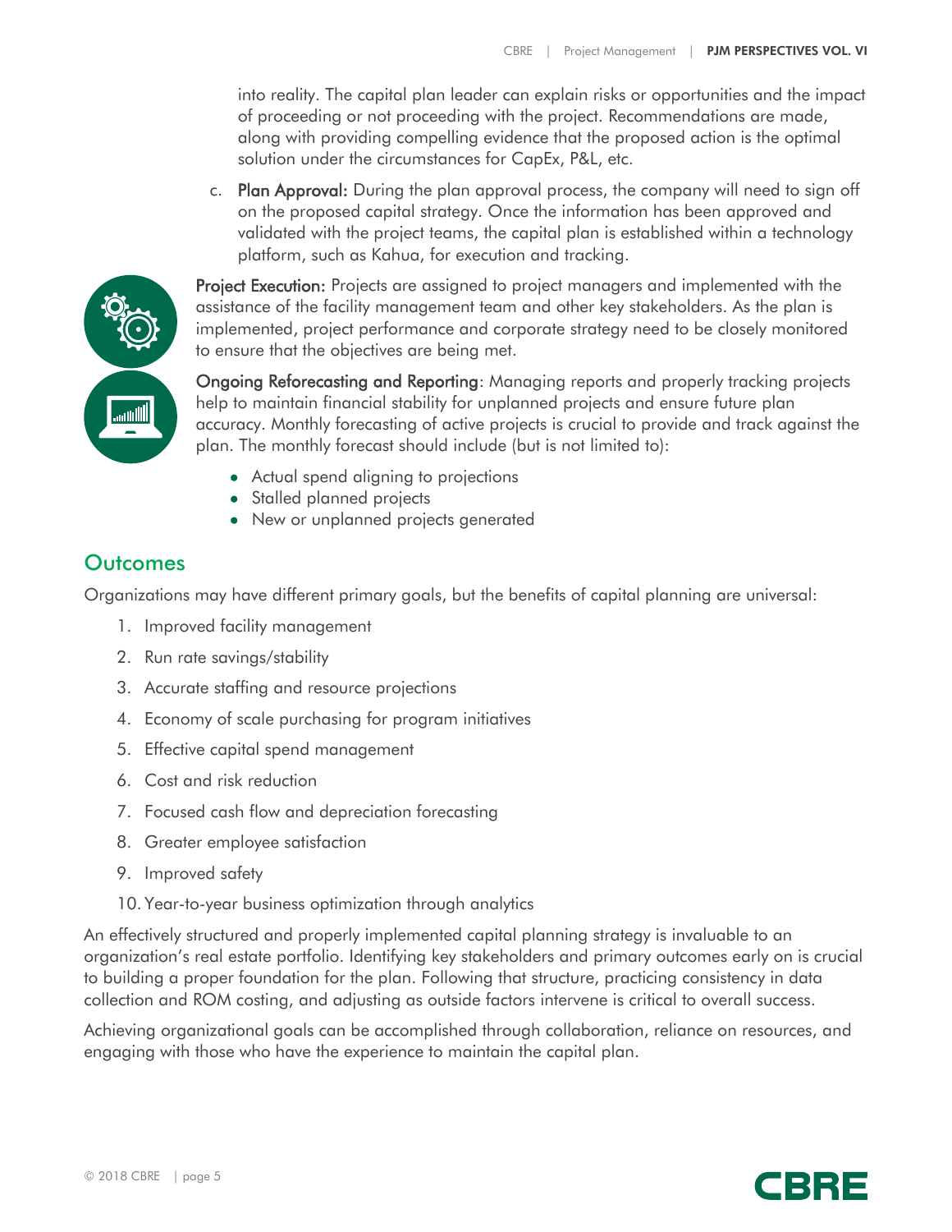into reality. The capital plan leader can explain risks or opportunities and the impact of proceeding or not proceeding with the project. Recommendations are made, along with providing compelling evidence that the proposed action is the optimal solution under the circumstances for CapEx, P&L, etc.

c. **Plan Approval:** During the plan approval process, the company will need to sign off on the proposed capital strategy. Once the information has been approved and validated with the project teams, the capital plan is established within a technology platform, such as Kahua, for execution and tracking.

**Project Execution:** Projects are assigned to project managers and implemented with the assistance of the facility management team and other key stakeholders. As the plan is implemented, project performance and corporate strategy need to be closely monitored to ensure that the objectives are being met.

**Ongoing Reforecasting and Reporting**: Managing reports and properly tracking projects help to maintain financial stability for unplanned projects and ensure future plan accuracy. Monthly forecasting of active projects is crucial to provide and track against the plan. The monthly forecast should include (but is not limited to):

- Actual spend aligning to projections
- Stalled planned projects
- New or unplanned projects generated

## Outcomes

Organizations may have different primary goals, but the benefits of capital planning are universal:

1. Improved facility management
2. Run rate savings/stability
3. Accurate staffing and resource projections
4. Economy of scale purchasing for program initiatives
5. Effective capital spend management
6. Cost and risk reduction
7. Focused cash flow and depreciation forecasting
8. Greater employee satisfaction
9. Improved safety
10. Year-to-year business optimization through analytics

An effectively structured and properly implemented capital planning strategy is invaluable to an organization's real estate portfolio. Identifying key stakeholders and primary outcomes early on is crucial to building a proper foundation for the plan. Following that structure, practicing consistency in data collection and ROM costing, and adjusting as outside factors intervene is critical to overall success.

Achieving organizational goals can be accomplished through collaboration, reliance on resources, and engaging with those who have the experience to maintain the capital plan.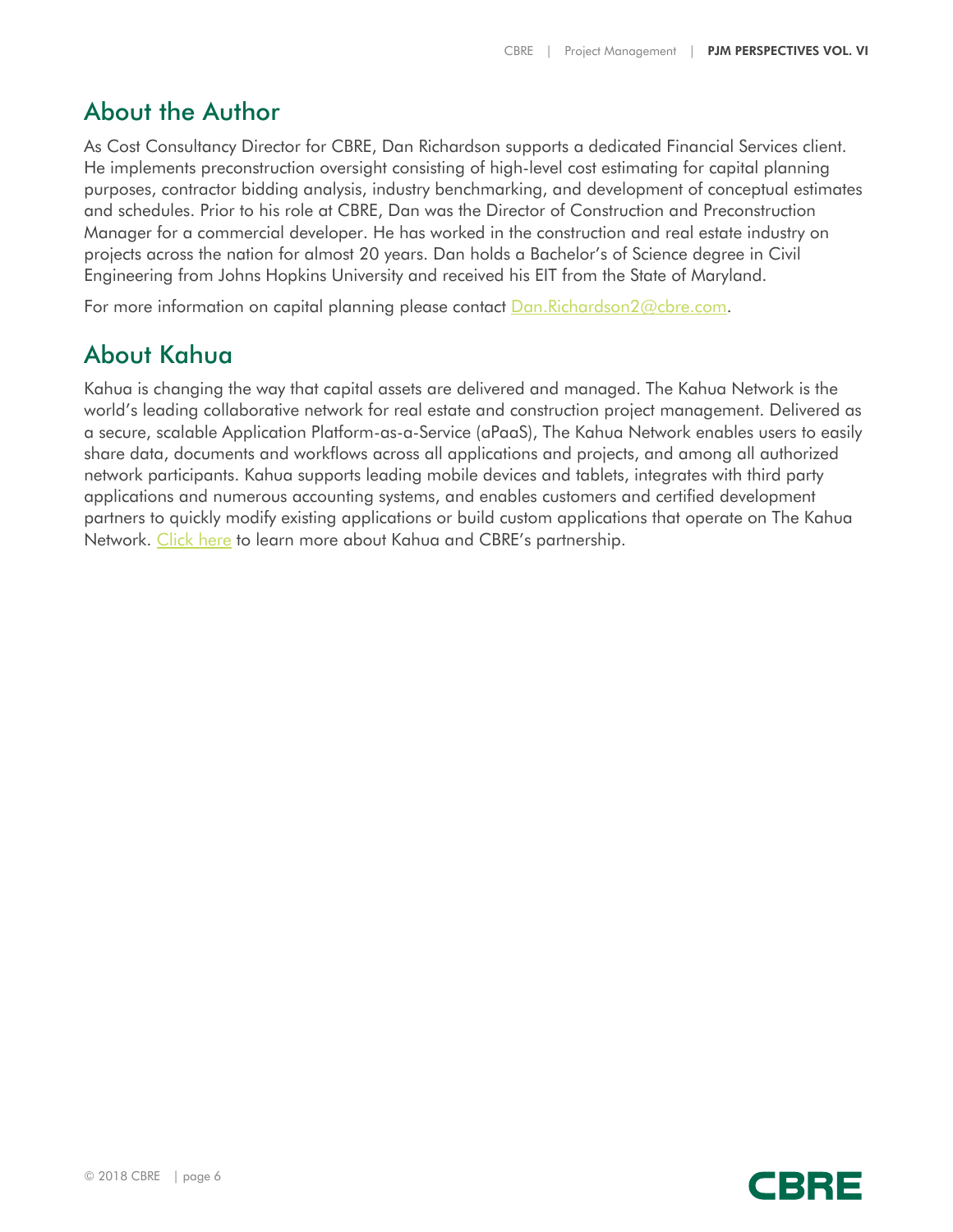## About the Author

As Cost Consultancy Director for CBRE, Dan Richardson supports a dedicated Financial Services client. He implements preconstruction oversight consisting of high-level cost estimating for capital planning purposes, contractor bidding analysis, industry benchmarking, and development of conceptual estimates and schedules. Prior to his role at CBRE, Dan was the Director of Construction and Preconstruction Manager for a commercial developer. He has worked in the construction and real estate industry on projects across the nation for almost 20 years. Dan holds a Bachelor's of Science degree in Civil Engineering from Johns Hopkins University and received his EIT from the State of Maryland.

For more information on capital planning please contact Dan.Richardson2@cbre.com.

## About Kahua

Kahua is changing the way that capital assets are delivered and managed. The Kahua Network is the world's leading collaborative network for real estate and construction project management. Delivered as a secure, scalable Application Platform-as-a-Service (aPaaS), The Kahua Network enables users to easily share data, documents and workflows across all applications and projects, and among all authorized network participants. Kahua supports leading mobile devices and tablets, integrates with third party applications and numerous accounting systems, and enables customers and certified development partners to quickly modify existing applications or build custom applications that operate on The Kahua Network. Click here to learn more about Kahua and CBRE's partnership.